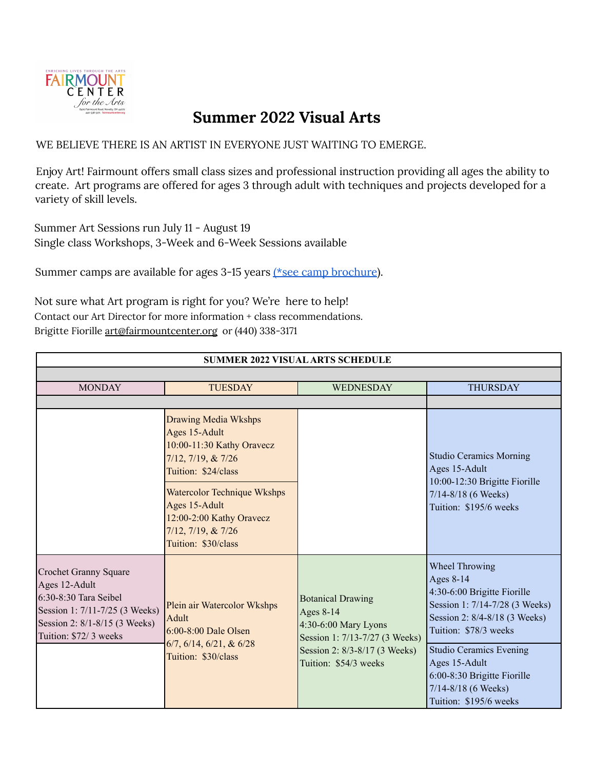# Summer 2022 Visual Arts

WE BELIEVE THERE IS AN ARTIST IN EVERYONE JUST WAITING TO EMERGE.

Enjoy Art! Fairmount offers small class sizes and professional instruction providing all ages the ability to create. Art programs are offered for ages 3 through adult with techniques and projects developed for a variety of skill levels.

Summer Art Sessions run July 11 - August 19
Single class Workshops, 3-Week and 6-Week Sessions available

Summer camps are available for ages 3-15 years (*see camp brochure).

Not sure what Art program is right for you? We're here to help!
Contact our Art Director for more information + class recommendations.
Brigitte Fiorille art@fairmountcenter.org or (440) 338-3171

| SUMMER 2022 VISUAL ARTS SCHEDULE | | | |
|---|---|---|---|
| MONDAY | TUESDAY | WEDNESDAY | THURSDAY |
| | Drawing Media Wkshps<br>Ages 15-Adult<br>10:00-11:30 Kathy Oravecz<br>7/12, 7/19, & 7/26<br>Tuition: $24/class | | Studio Ceramics Morning<br>Ages 15-Adult<br>10:00-12:30 Brigitte Fiorille<br>7/14-8/18 (6 Weeks)<br>Tuition: $195/6 weeks |
| | Watercolor Technique Wkshps<br>Ages 15-Adult<br>12:00-2:00 Kathy Oravecz<br>7/12, 7/19, & 7/26<br>Tuition: $30/class | | |
| Crochet Granny Square<br>Ages 12-Adult<br>6:30-8:30 Tara Seibel<br>Session 1: 7/11-7/25 (3 Weeks)<br>Session 2: 8/1-8/15 (3 Weeks)<br>Tuition: $72/ 3 weeks | Plein air Watercolor Wkshps<br>Adult<br>6:00-8:00 Dale Olsen<br>6/7, 6/14, 6/21, & 6/28<br>Tuition: $30/class | Botanical Drawing<br>Ages 8-14<br>4:30-6:00 Mary Lyons<br>Session 1: 7/13-7/27 (3 Weeks)<br>Session 2: 8/3-8/17 (3 Weeks)<br>Tuition: $54/3 weeks | Wheel Throwing<br>Ages 8-14<br>4:30-6:00 Brigitte Fiorille<br>Session 1: 7/14-7/28 (3 Weeks)<br>Session 2: 8/4-8/18 (3 Weeks)<br>Tuition: $78/3 weeks |
| | | | Studio Ceramics Evening<br>Ages 15-Adult<br>6:00-8:30 Brigitte Fiorille<br>7/14-8/18 (6 Weeks)<br>Tuition: $195/6 weeks |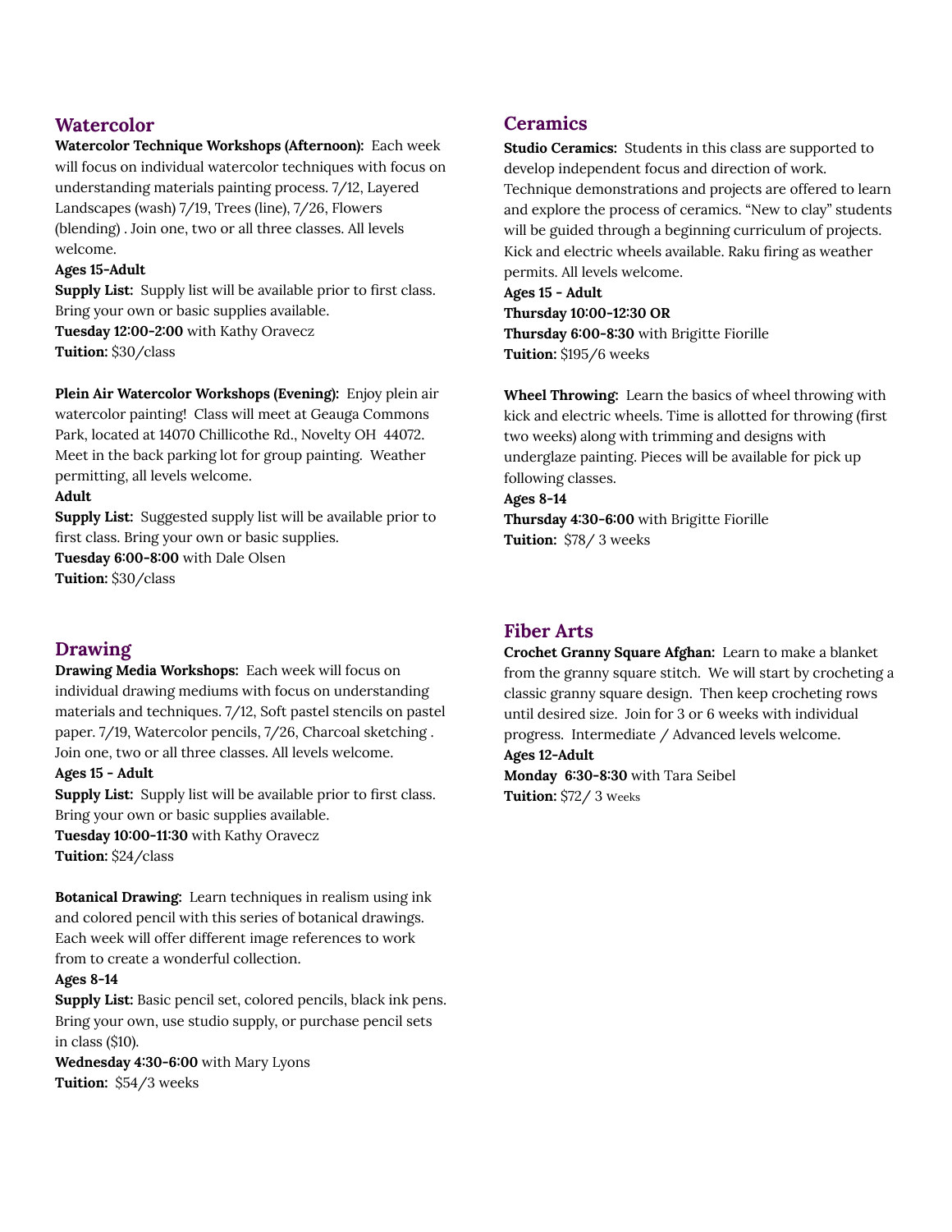## Watercolor

**Watercolor Technique Workshops (Afternoon):** Each week will focus on individual watercolor techniques with focus on understanding materials painting process. 7/12, Layered Landscapes (wash) 7/19, Trees (line), 7/26, Flowers (blending) . Join one, two or all three classes. All levels welcome.

**Ages 15-Adult**

**Supply List:** Supply list will be available prior to first class. Bring your own or basic supplies available.

**Tuesday 12:00-2:00** with Kathy Oravecz

**Tuition:** $30/class

**Plein Air Watercolor Workshops (Evening):** Enjoy plein air watercolor painting! Class will meet at Geauga Commons Park, located at 14070 Chillicothe Rd., Novelty OH 44072. Meet in the back parking lot for group painting. Weather permitting, all levels welcome.

**Adult**

**Supply List:** Suggested supply list will be available prior to first class. Bring your own or basic supplies.

**Tuesday 6:00-8:00** with Dale Olsen

**Tuition:** $30/class

## Drawing

**Drawing Media Workshops:** Each week will focus on individual drawing mediums with focus on understanding materials and techniques. 7/12, Soft pastel stencils on pastel paper. 7/19, Watercolor pencils, 7/26, Charcoal sketching . Join one, two or all three classes. All levels welcome.

**Ages 15 - Adult**

**Supply List:** Supply list will be available prior to first class. Bring your own or basic supplies available.

**Tuesday 10:00-11:30** with Kathy Oravecz

**Tuition:** $24/class

**Botanical Drawing:** Learn techniques in realism using ink and colored pencil with this series of botanical drawings. Each week will offer different image references to work from to create a wonderful collection.

**Ages 8-14**

**Supply List:** Basic pencil set, colored pencils, black ink pens. Bring your own, use studio supply, or purchase pencil sets in class ($10).

**Wednesday 4:30-6:00** with Mary Lyons

**Tuition:** $54/3 weeks

## Ceramics

**Studio Ceramics:** Students in this class are supported to develop independent focus and direction of work. Technique demonstrations and projects are offered to learn and explore the process of ceramics. "New to clay" students will be guided through a beginning curriculum of projects. Kick and electric wheels available. Raku firing as weather permits. All levels welcome.

**Ages 15 - Adult**

**Thursday 10:00-12:30 OR**

**Thursday 6:00-8:30** with Brigitte Fiorille

**Tuition:** $195/6 weeks

**Wheel Throwing:** Learn the basics of wheel throwing with kick and electric wheels. Time is allotted for throwing (first two weeks) along with trimming and designs with underglaze painting. Pieces will be available for pick up following classes.

**Ages 8-14**

**Thursday 4:30-6:00** with Brigitte Fiorille

**Tuition:** $78/ 3 weeks

## Fiber Arts

**Crochet Granny Square Afghan:** Learn to make a blanket from the granny square stitch. We will start by crocheting a classic granny square design. Then keep crocheting rows until desired size. Join for 3 or 6 weeks with individual progress. Intermediate / Advanced levels welcome.

**Ages 12-Adult**

**Monday 6:30-8:30** with Tara Seibel

**Tuition:** $72/ 3 Weeks